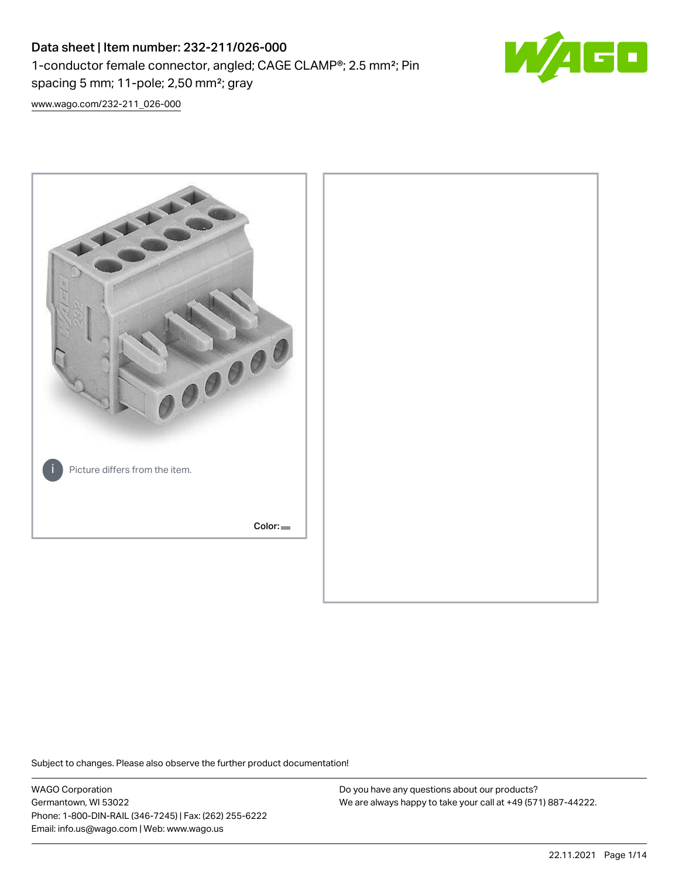# Data sheet | Item number: 232-211/026-000

1-conductor female connector, angled; CAGE CLAMP®; 2.5 mm²; Pin spacing 5 mm; 11-pole; 2,50 mm²; gray

www.wago.com/232-211_026-000

Picture differs from the item.

Color:

Subject to changes. Please also observe the further product documentation!

WAGO Corporation
Germantown, WI 53022
Phone: 1-800-DIN-RAIL (346-7245) | Fax: (262) 255-6222
Email: info.us@wago.com | Web: www.wago.us

Do you have any questions about our products?
We are always happy to take your call at +49 (571) 887-44222.

22.11.2021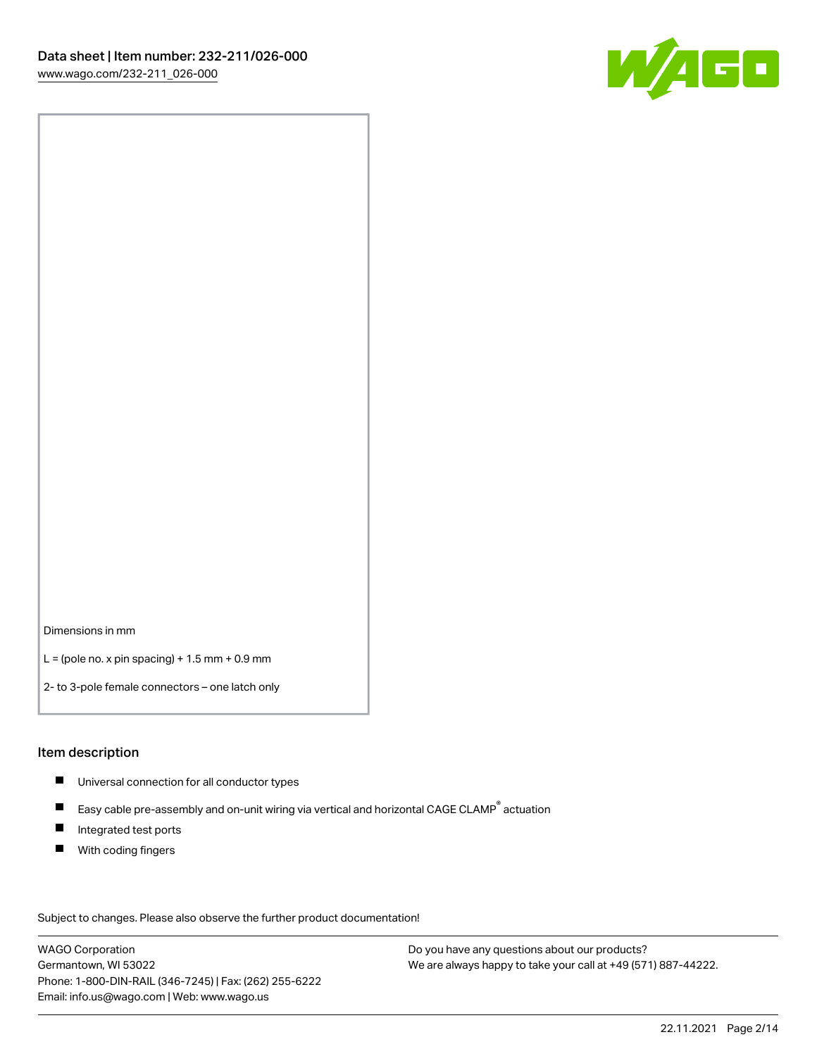Dimensions in mm

L = (pole no. x pin spacing) + 1.5 mm + 0.9 mm

2- to 3-pole female connectors – one latch only

## Item description

- Universal connection for all conductor types
- Easy cable pre-assembly and on-unit wiring via vertical and horizontal CAGE CLAMP® actuation
- Integrated test ports
- With coding fingers

Subject to changes. Please also observe the further product documentation!

WAGO Corporation
Germantown, WI 53022
Phone: 1-800-DIN-RAIL (346-7245) | Fax: (262) 255-6222
Email: info.us@wago.com | Web: www.wago.us

Do you have any questions about our products?
We are always happy to take your call at +49 (571) 887-44222.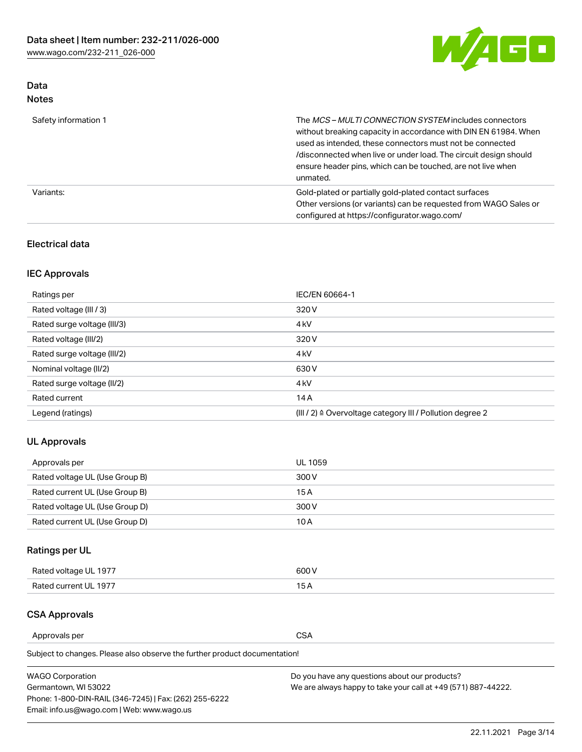## Data
### Notes

| | |
|---|---|
| Safety information 1 | The *MCS – MULTI CONNECTION SYSTEM* includes connectors without breaking capacity in accordance with DIN EN 61984. When used as intended, these connectors must not be connected /disconnected when live or under load. The circuit design should ensure header pins, which can be touched, are not live when unmated. |
| Variants: | Gold-plated or partially gold-plated contact surfaces<br>Other versions (or variants) can be requested from WAGO Sales or configured at https://configurator.wago.com/ |

### Electrical data

#### IEC Approvals

| | |
|---|---|
| Ratings per | IEC/EN 60664-1 |
| Rated voltage (III / 3) | 320 V |
| Rated surge voltage (III/3) | 4 kV |
| Rated voltage (III/2) | 320 V |
| Rated surge voltage (III/2) | 4 kV |
| Nominal voltage (II/2) | 630 V |
| Rated surge voltage (II/2) | 4 kV |
| Rated current | 14 A |
| Legend (ratings) | (III / 2) ≙ Overvoltage category III / Pollution degree 2 |

#### UL Approvals

| | |
|---|---|
| Approvals per | UL 1059 |
| Rated voltage UL (Use Group B) | 300 V |
| Rated current UL (Use Group B) | 15 A |
| Rated voltage UL (Use Group D) | 300 V |
| Rated current UL (Use Group D) | 10 A |

#### Ratings per UL

| | |
|---|---|
| Rated voltage UL 1977 | 600 V |
| Rated current UL 1977 | 15 A |

#### CSA Approvals

| | |
|---|---|
| Approvals per | CSA |

Subject to changes. Please also observe the further product documentation!

WAGO Corporation
Germantown, WI 53022
Phone: 1-800-DIN-RAIL (346-7245) | Fax: (262) 255-6222
Email: info.us@wago.com | Web: www.wago.us

Do you have any questions about our products?
We are always happy to take your call at +49 (571) 887-44222.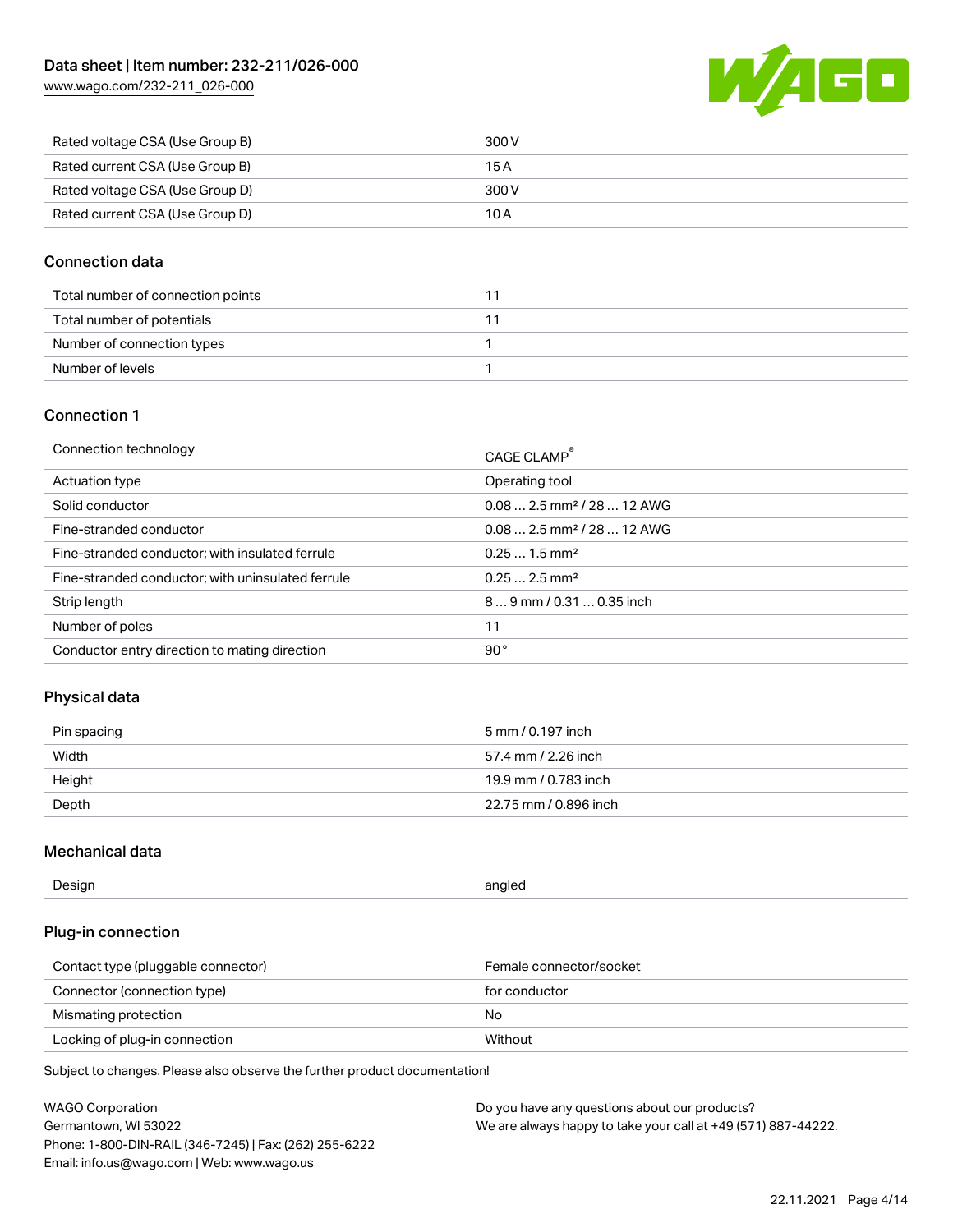| | |
|---|---|
| Rated voltage CSA (Use Group B) | 300 V |
| Rated current CSA (Use Group B) | 15 A |
| Rated voltage CSA (Use Group D) | 300 V |
| Rated current CSA (Use Group D) | 10 A |

## Connection data

| | |
|---|---|
| Total number of connection points | 11 |
| Total number of potentials | 11 |
| Number of connection types | 1 |
| Number of levels | 1 |

## Connection 1

| | |
|---|---|
| Connection technology | CAGE CLAMP® |
| Actuation type | Operating tool |
| Solid conductor | 0.08 … 2.5 mm² / 28 … 12 AWG |
| Fine-stranded conductor | 0.08 … 2.5 mm² / 28 … 12 AWG |
| Fine-stranded conductor; with insulated ferrule | 0.25 … 1.5 mm² |
| Fine-stranded conductor; with uninsulated ferrule | 0.25 … 2.5 mm² |
| Strip length | 8 … 9 mm / 0.31 … 0.35 inch |
| Number of poles | 11 |
| Conductor entry direction to mating direction | 90 ° |

## Physical data

| | |
|---|---|
| Pin spacing | 5 mm / 0.197 inch |
| Width | 57.4 mm / 2.26 inch |
| Height | 19.9 mm / 0.783 inch |
| Depth | 22.75 mm / 0.896 inch |

## Mechanical data

| | |
|---|---|
| Design | angled |

## Plug-in connection

| | |
|---|---|
| Contact type (pluggable connector) | Female connector/socket |
| Connector (connection type) | for conductor |
| Mismating protection | No |
| Locking of plug-in connection | Without |

Subject to changes. Please also observe the further product documentation!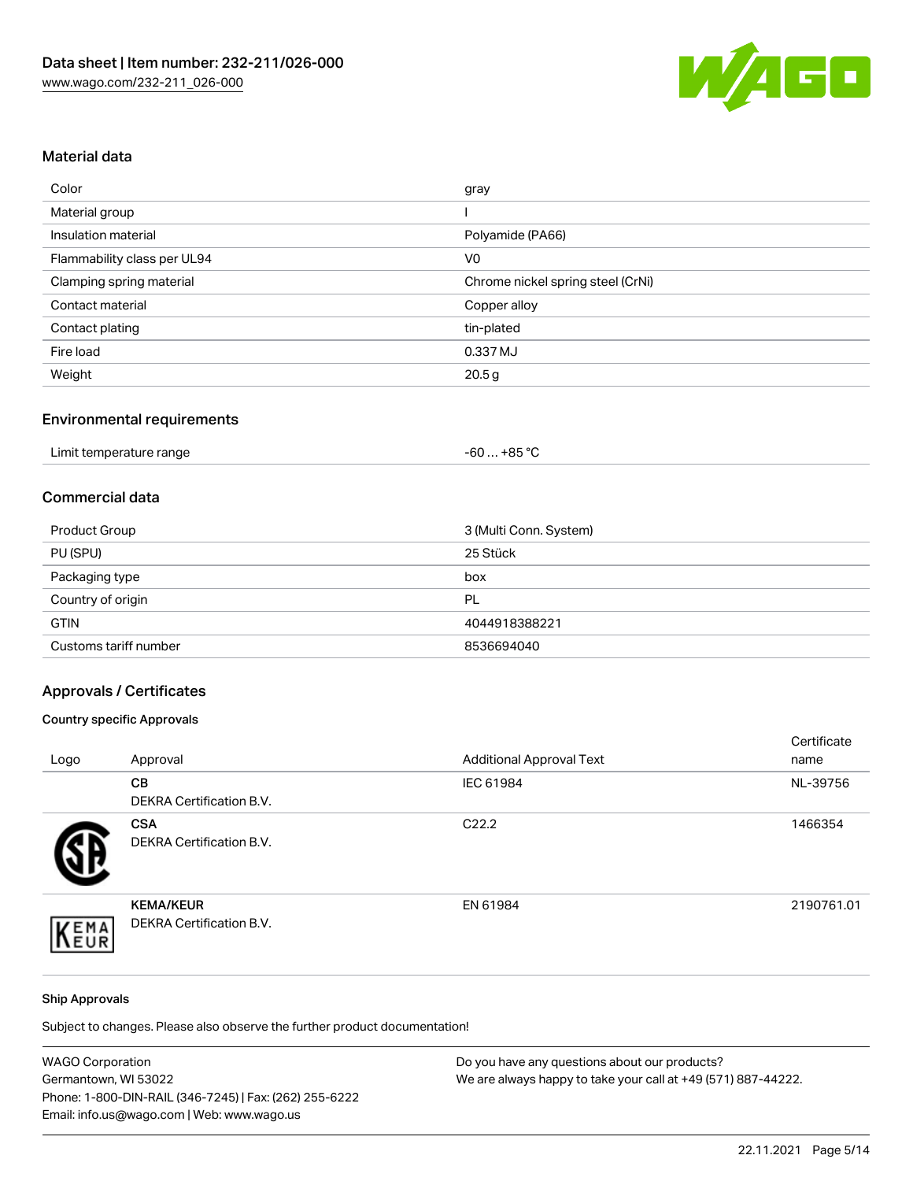## Material data

| Color | gray |
|---|---|
| Material group | I |
| Insulation material | Polyamide (PA66) |
| Flammability class per UL94 | V0 |
| Clamping spring material | Chrome nickel spring steel (CrNi) |
| Contact material | Copper alloy |
| Contact plating | tin-plated |
| Fire load | 0.337 MJ |
| Weight | 20.5 g |

## Environmental requirements

| Limit temperature range | -60 … +85 °C |
|---|---|

## Commercial data

| Product Group | 3 (Multi Conn. System) |
|---|---|
| PU (SPU) | 25 Stück |
| Packaging type | box |
| Country of origin | PL |
| GTIN | 4044918388221 |
| Customs tariff number | 8536694040 |

## Approvals / Certificates

### Country specific Approvals

| Logo | Approval | Additional Approval Text | Certificate name |
|---|---|---|---|
| | **CB**<br>DEKRA Certification B.V. | IEC 61984 | NL-39756 |
| | **CSA**<br>DEKRA Certification B.V. | C22.2 | 1466354 |
| | **KEMA/KEUR**<br>DEKRA Certification B.V. | EN 61984 | 2190761.01 |

### Ship Approvals

Subject to changes. Please also observe the further product documentation!

WAGO Corporation
Germantown, WI 53022
Phone: 1-800-DIN-RAIL (346-7245) | Fax: (262) 255-6222
Email: info.us@wago.com | Web: www.wago.us

Do you have any questions about our products?
We are always happy to take your call at +49 (571) 887-44222.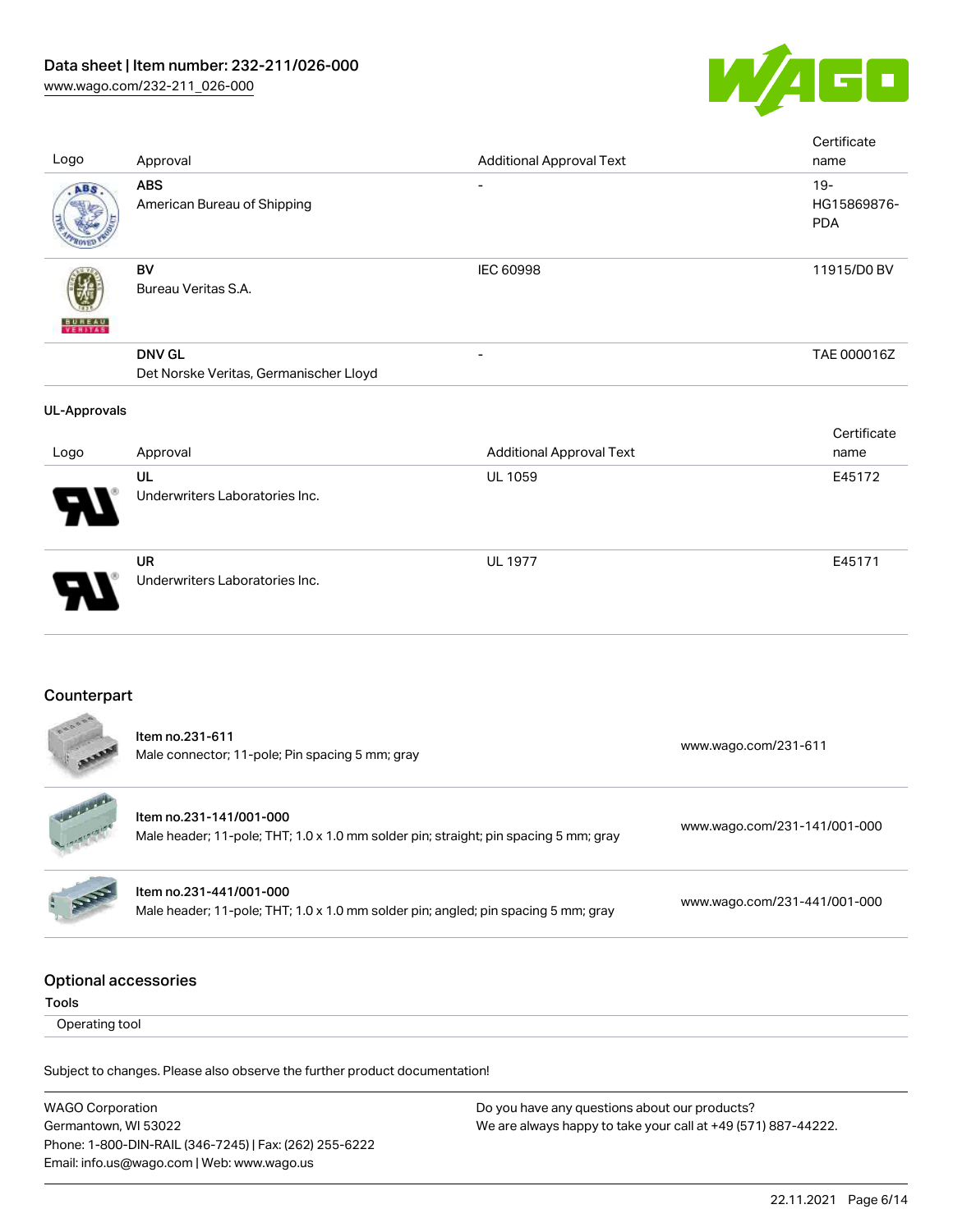| Logo | Approval | Additional Approval Text | Certificate name |
| --- | --- | --- | --- |
| | **ABS** American Bureau of Shipping | - | 19-HG15869876-PDA |
| | **BV** Bureau Veritas S.A. | IEC 60998 | 11915/D0 BV |
| | **DNV GL** Det Norske Veritas, Germanischer Lloyd | - | TAE 000016Z |

**UL-Approvals**

| Logo | Approval | Additional Approval Text | Certificate name |
| --- | --- | --- | --- |
| | **UL** Underwriters Laboratories Inc. | UL 1059 | E45172 |
| | **UR** Underwriters Laboratories Inc. | UL 1977 | E45171 |

## Counterpart

| | | |
| --- | --- | --- |
| | **Item no.231-611** Male connector; 11-pole; Pin spacing 5 mm; gray | www.wago.com/231-611 |
| | **Item no.231-141/001-000** Male header; 11-pole; THT; 1.0 x 1.0 mm solder pin; straight; pin spacing 5 mm; gray | www.wago.com/231-141/001-000 |
| | **Item no.231-441/001-000** Male header; 11-pole; THT; 1.0 x 1.0 mm solder pin; angled; pin spacing 5 mm; gray | www.wago.com/231-441/001-000 |

## Optional accessories

**Tools**

Operating tool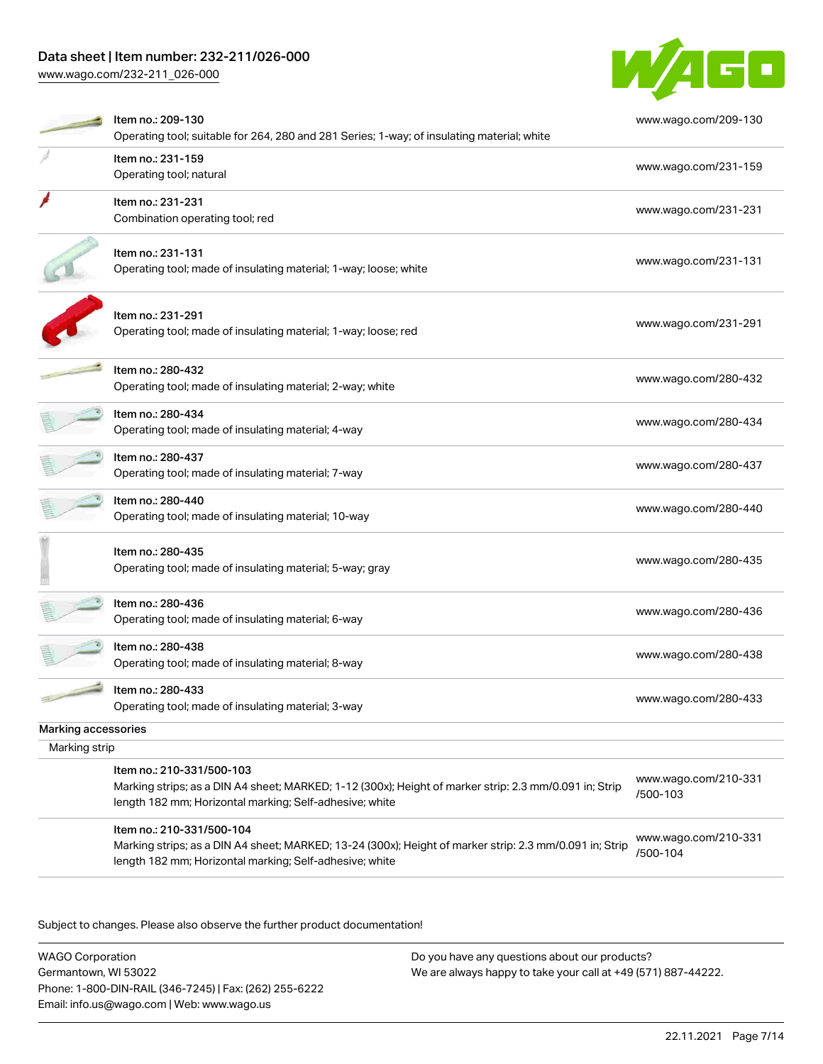| | | |
|---|---|---|
| | Item no.: 209-130<br>Operating tool; suitable for 264, 280 and 281 Series; 1-way; of insulating material; white | www.wago.com/209-130 |
| | Item no.: 231-159<br>Operating tool; natural | www.wago.com/231-159 |
| | Item no.: 231-231<br>Combination operating tool; red | www.wago.com/231-231 |
| | Item no.: 231-131<br>Operating tool; made of insulating material; 1-way; loose; white | www.wago.com/231-131 |
| | Item no.: 231-291<br>Operating tool; made of insulating material; 1-way; loose; red | www.wago.com/231-291 |
| | Item no.: 280-432<br>Operating tool; made of insulating material; 2-way; white | www.wago.com/280-432 |
| | Item no.: 280-434<br>Operating tool; made of insulating material; 4-way | www.wago.com/280-434 |
| | Item no.: 280-437<br>Operating tool; made of insulating material; 7-way | www.wago.com/280-437 |
| | Item no.: 280-440<br>Operating tool; made of insulating material; 10-way | www.wago.com/280-440 |
| | Item no.: 280-435<br>Operating tool; made of insulating material; 5-way; gray | www.wago.com/280-435 |
| | Item no.: 280-436<br>Operating tool; made of insulating material; 6-way | www.wago.com/280-436 |
| | Item no.: 280-438<br>Operating tool; made of insulating material; 8-way | www.wago.com/280-438 |
| | Item no.: 280-433<br>Operating tool; made of insulating material; 3-way | www.wago.com/280-433 |

**Marking accessories**

Marking strip

| | | |
|---|---|---|
| | Item no.: 210-331/500-103<br>Marking strips; as a DIN A4 sheet; MARKED; 1-12 (300x); Height of marker strip: 2.3 mm/0.091 in; Strip length 182 mm; Horizontal marking; Self-adhesive; white | www.wago.com/210-331/500-103 |
| | Item no.: 210-331/500-104<br>Marking strips; as a DIN A4 sheet; MARKED; 13-24 (300x); Height of marker strip: 2.3 mm/0.091 in; Strip length 182 mm; Horizontal marking; Self-adhesive; white | www.wago.com/210-331/500-104 |

Subject to changes. Please also observe the further product documentation!

WAGO Corporation
Germantown, WI 53022
Phone: 1-800-DIN-RAIL (346-7245) | Fax: (262) 255-6222
Email: info.us@wago.com | Web: www.wago.us

Do you have any questions about our products?
We are always happy to take your call at +49 (571) 887-44222.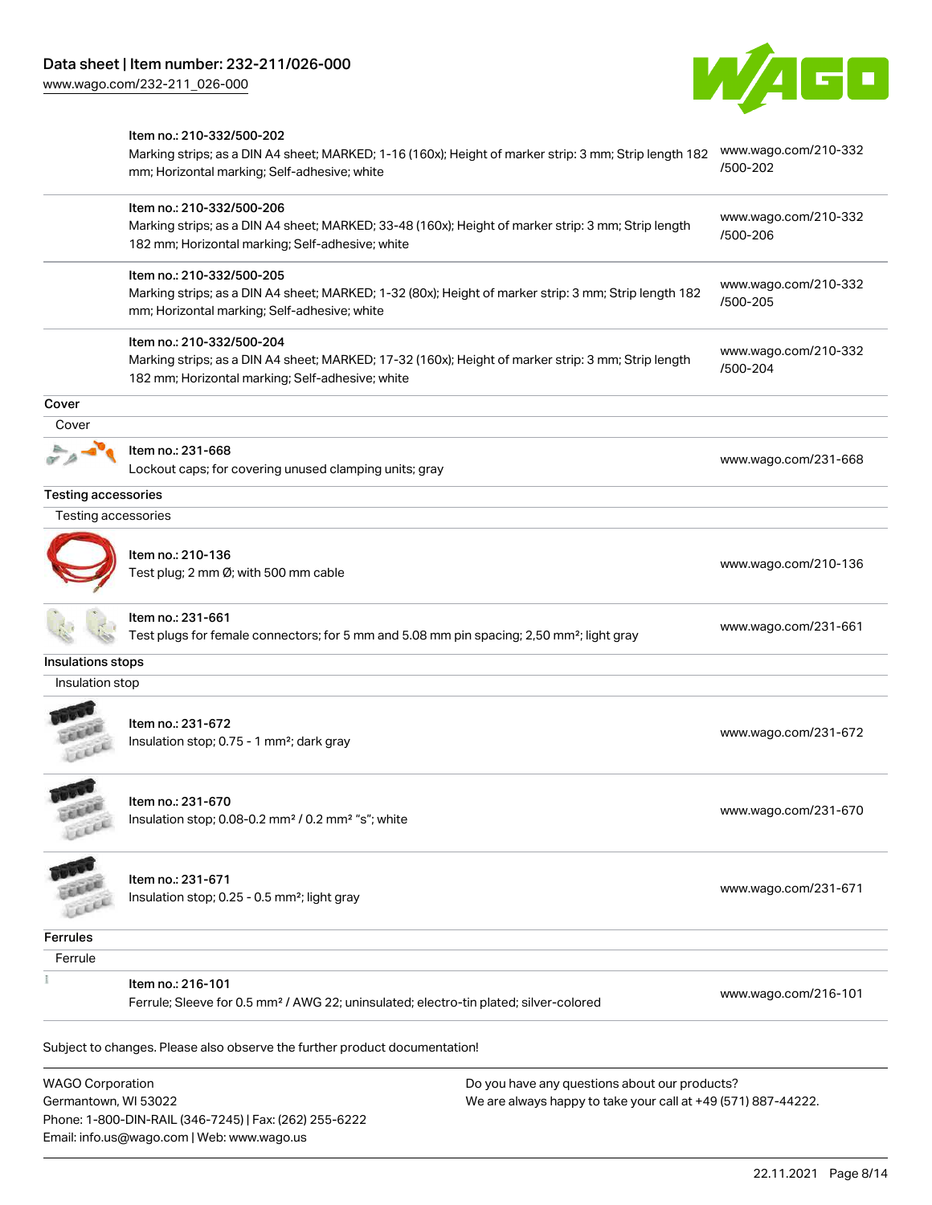| | | |
|---|---|---|
| | Item no.: 210-332/500-202<br>Marking strips; as a DIN A4 sheet; MARKED; 1-16 (160x); Height of marker strip: 3 mm; Strip length 182 mm; Horizontal marking; Self-adhesive; white | www.wago.com/210-332/500-202 |
| | Item no.: 210-332/500-206<br>Marking strips; as a DIN A4 sheet; MARKED; 33-48 (160x); Height of marker strip: 3 mm; Strip length 182 mm; Horizontal marking; Self-adhesive; white | www.wago.com/210-332/500-206 |
| | Item no.: 210-332/500-205<br>Marking strips; as a DIN A4 sheet; MARKED; 1-32 (80x); Height of marker strip: 3 mm; Strip length 182 mm; Horizontal marking; Self-adhesive; white | www.wago.com/210-332/500-205 |
| | Item no.: 210-332/500-204<br>Marking strips; as a DIN A4 sheet; MARKED; 17-32 (160x); Height of marker strip: 3 mm; Strip length 182 mm; Horizontal marking; Self-adhesive; white | www.wago.com/210-332/500-204 |

**Cover**

Cover

| | | |
|---|---|---|
| | Item no.: 231-668<br>Lockout caps; for covering unused clamping units; gray | www.wago.com/231-668 |

**Testing accessories**

Testing accessories

| | | |
|---|---|---|
| | Item no.: 210-136<br>Test plug; 2 mm Ø; with 500 mm cable | www.wago.com/210-136 |
| | Item no.: 231-661<br>Test plugs for female connectors; for 5 mm and 5.08 mm pin spacing; 2,50 mm²; light gray | www.wago.com/231-661 |

**Insulations stops**

Insulation stop

| | | |
|---|---|---|
| | Item no.: 231-672<br>Insulation stop; 0.75 - 1 mm²; dark gray | www.wago.com/231-672 |
| | Item no.: 231-670<br>Insulation stop; 0.08-0.2 mm² / 0.2 mm² "s"; white | www.wago.com/231-670 |
| | Item no.: 231-671<br>Insulation stop; 0.25 - 0.5 mm²; light gray | www.wago.com/231-671 |

**Ferrules**

Ferrule

| | | |
|---|---|---|
| | Item no.: 216-101<br>Ferrule; Sleeve for 0.5 mm² / AWG 22; uninsulated; electro-tin plated; silver-colored | www.wago.com/216-101 |

Subject to changes. Please also observe the further product documentation!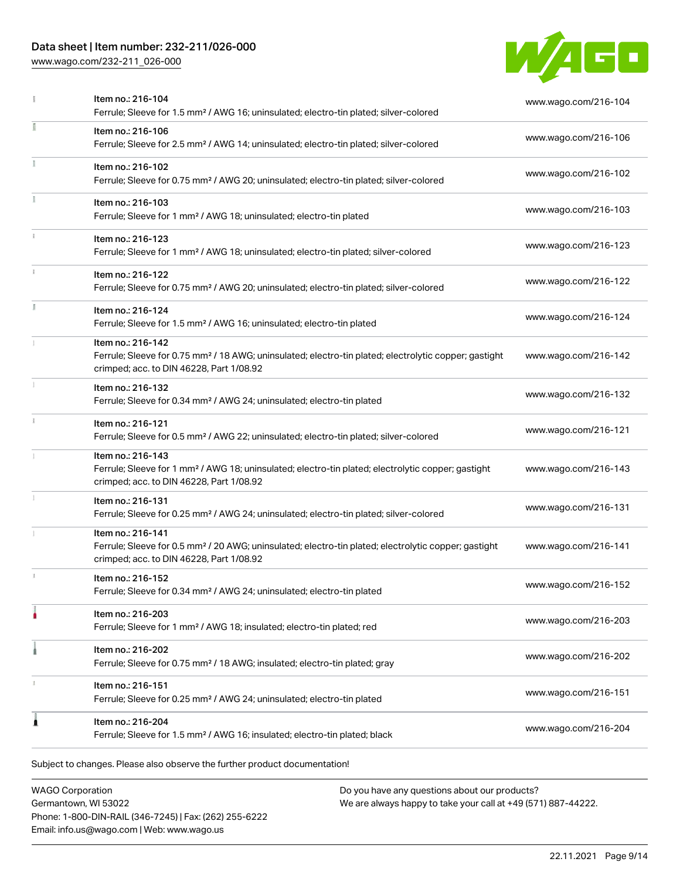| Item | Link |
|---|---|
| Item no.: 216-104<br>Ferrule; Sleeve for 1.5 mm² / AWG 16; uninsulated; electro-tin plated; silver-colored | www.wago.com/216-104 |
| Item no.: 216-106<br>Ferrule; Sleeve for 2.5 mm² / AWG 14; uninsulated; electro-tin plated; silver-colored | www.wago.com/216-106 |
| Item no.: 216-102<br>Ferrule; Sleeve for 0.75 mm² / AWG 20; uninsulated; electro-tin plated; silver-colored | www.wago.com/216-102 |
| Item no.: 216-103<br>Ferrule; Sleeve for 1 mm² / AWG 18; uninsulated; electro-tin plated | www.wago.com/216-103 |
| Item no.: 216-123<br>Ferrule; Sleeve for 1 mm² / AWG 18; uninsulated; electro-tin plated; silver-colored | www.wago.com/216-123 |
| Item no.: 216-122<br>Ferrule; Sleeve for 0.75 mm² / AWG 20; uninsulated; electro-tin plated; silver-colored | www.wago.com/216-122 |
| Item no.: 216-124<br>Ferrule; Sleeve for 1.5 mm² / AWG 16; uninsulated; electro-tin plated | www.wago.com/216-124 |
| Item no.: 216-142<br>Ferrule; Sleeve for 0.75 mm² / 18 AWG; uninsulated; electro-tin plated; electrolytic copper; gastight crimped; acc. to DIN 46228, Part 1/08.92 | www.wago.com/216-142 |
| Item no.: 216-132<br>Ferrule; Sleeve for 0.34 mm² / AWG 24; uninsulated; electro-tin plated | www.wago.com/216-132 |
| Item no.: 216-121<br>Ferrule; Sleeve for 0.5 mm² / AWG 22; uninsulated; electro-tin plated; silver-colored | www.wago.com/216-121 |
| Item no.: 216-143<br>Ferrule; Sleeve for 1 mm² / AWG 18; uninsulated; electro-tin plated; electrolytic copper; gastight crimped; acc. to DIN 46228, Part 1/08.92 | www.wago.com/216-143 |
| Item no.: 216-131<br>Ferrule; Sleeve for 0.25 mm² / AWG 24; uninsulated; electro-tin plated; silver-colored | www.wago.com/216-131 |
| Item no.: 216-141<br>Ferrule; Sleeve for 0.5 mm² / 20 AWG; uninsulated; electro-tin plated; electrolytic copper; gastight crimped; acc. to DIN 46228, Part 1/08.92 | www.wago.com/216-141 |
| Item no.: 216-152<br>Ferrule; Sleeve for 0.34 mm² / AWG 24; uninsulated; electro-tin plated | www.wago.com/216-152 |
| Item no.: 216-203<br>Ferrule; Sleeve for 1 mm² / AWG 18; insulated; electro-tin plated; red | www.wago.com/216-203 |
| Item no.: 216-202<br>Ferrule; Sleeve for 0.75 mm² / 18 AWG; insulated; electro-tin plated; gray | www.wago.com/216-202 |
| Item no.: 216-151<br>Ferrule; Sleeve for 0.25 mm² / AWG 24; uninsulated; electro-tin plated | www.wago.com/216-151 |
| Item no.: 216-204<br>Ferrule; Sleeve for 1.5 mm² / AWG 16; insulated; electro-tin plated; black | www.wago.com/216-204 |

Subject to changes. Please also observe the further product documentation!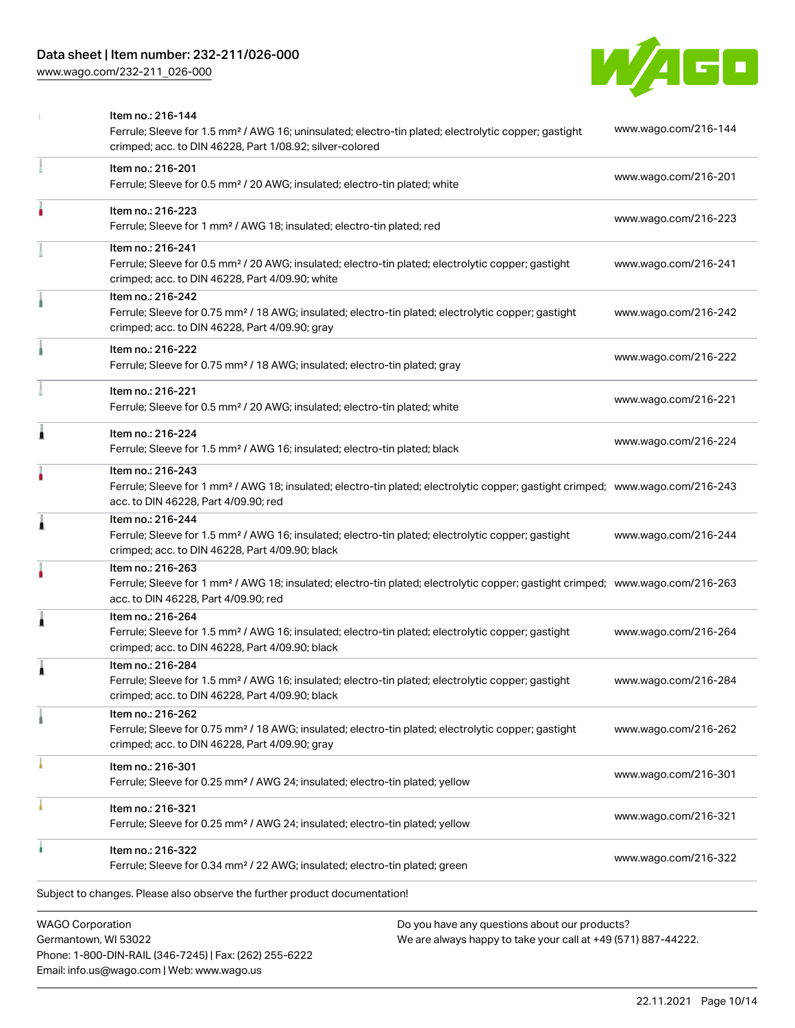| Item | Description | Link |
|---|---|---|
| Item no.: 216-144 | Ferrule; Sleeve for 1.5 mm² / AWG 16; uninsulated; electro-tin plated; electrolytic copper; gastight crimped; acc. to DIN 46228, Part 1/08.92; silver-colored | www.wago.com/216-144 |
| Item no.: 216-201 | Ferrule; Sleeve for 0.5 mm² / 20 AWG; insulated; electro-tin plated; white | www.wago.com/216-201 |
| Item no.: 216-223 | Ferrule; Sleeve for 1 mm² / AWG 18; insulated; electro-tin plated; red | www.wago.com/216-223 |
| Item no.: 216-241 | Ferrule; Sleeve for 0.5 mm² / 20 AWG; insulated; electro-tin plated; electrolytic copper; gastight crimped; acc. to DIN 46228, Part 4/09.90; white | www.wago.com/216-241 |
| Item no.: 216-242 | Ferrule; Sleeve for 0.75 mm² / 18 AWG; insulated; electro-tin plated; electrolytic copper; gastight crimped; acc. to DIN 46228, Part 4/09.90; gray | www.wago.com/216-242 |
| Item no.: 216-222 | Ferrule; Sleeve for 0.75 mm² / 18 AWG; insulated; electro-tin plated; gray | www.wago.com/216-222 |
| Item no.: 216-221 | Ferrule; Sleeve for 0.5 mm² / 20 AWG; insulated; electro-tin plated; white | www.wago.com/216-221 |
| Item no.: 216-224 | Ferrule; Sleeve for 1.5 mm² / AWG 16; insulated; electro-tin plated; black | www.wago.com/216-224 |
| Item no.: 216-243 | Ferrule; Sleeve for 1 mm² / AWG 18; insulated; electro-tin plated; electrolytic copper; gastight crimped; acc. to DIN 46228, Part 4/09.90; red | www.wago.com/216-243 |
| Item no.: 216-244 | Ferrule; Sleeve for 1.5 mm² / AWG 16; insulated; electro-tin plated; electrolytic copper; gastight crimped; acc. to DIN 46228, Part 4/09.90; black | www.wago.com/216-244 |
| Item no.: 216-263 | Ferrule; Sleeve for 1 mm² / AWG 18; insulated; electro-tin plated; electrolytic copper; gastight crimped; acc. to DIN 46228, Part 4/09.90; red | www.wago.com/216-263 |
| Item no.: 216-264 | Ferrule; Sleeve for 1.5 mm² / AWG 16; insulated; electro-tin plated; electrolytic copper; gastight crimped; acc. to DIN 46228, Part 4/09.90; black | www.wago.com/216-264 |
| Item no.: 216-284 | Ferrule; Sleeve for 1.5 mm² / AWG 16; insulated; electro-tin plated; electrolytic copper; gastight crimped; acc. to DIN 46228, Part 4/09.90; black | www.wago.com/216-284 |
| Item no.: 216-262 | Ferrule; Sleeve for 0.75 mm² / 18 AWG; insulated; electro-tin plated; electrolytic copper; gastight crimped; acc. to DIN 46228, Part 4/09.90; gray | www.wago.com/216-262 |
| Item no.: 216-301 | Ferrule; Sleeve for 0.25 mm² / AWG 24; insulated; electro-tin plated; yellow | www.wago.com/216-301 |
| Item no.: 216-321 | Ferrule; Sleeve for 0.25 mm² / AWG 24; insulated; electro-tin plated; yellow | www.wago.com/216-321 |
| Item no.: 216-322 | Ferrule; Sleeve for 0.34 mm² / 22 AWG; insulated; electro-tin plated; green | www.wago.com/216-322 |

Subject to changes. Please also observe the further product documentation!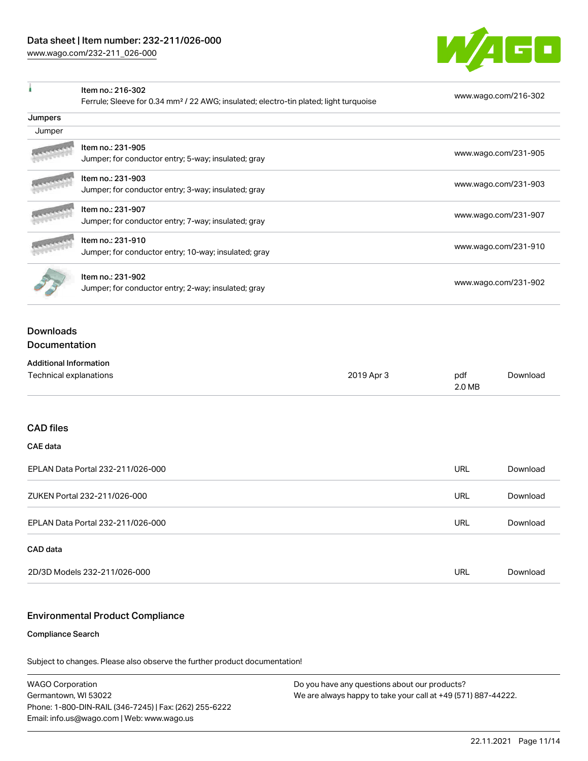| | | |
|---|---|---|
| | Item no.: 216-302<br>Ferrule; Sleeve for 0.34 mm² / 22 AWG; insulated; electro-tin plated; light turquoise | www.wago.com/216-302 |

**Jumpers**

Jumper

| | | |
|---|---|---|
| | Item no.: 231-905<br>Jumper; for conductor entry; 5-way; insulated; gray | www.wago.com/231-905 |
| | Item no.: 231-903<br>Jumper; for conductor entry; 3-way; insulated; gray | www.wago.com/231-903 |
| | Item no.: 231-907<br>Jumper; for conductor entry; 7-way; insulated; gray | www.wago.com/231-907 |
| | Item no.: 231-910<br>Jumper; for conductor entry; 10-way; insulated; gray | www.wago.com/231-910 |
| | Item no.: 231-902<br>Jumper; for conductor entry; 2-way; insulated; gray | www.wago.com/231-902 |

## Downloads

## Documentation

**Additional Information**

| | | | |
|---|---|---|---|
| Technical explanations | 2019 Apr 3 | pdf<br>2.0 MB | Download |

## CAD files

**CAE data**

| | | |
|---|---|---|
| EPLAN Data Portal 232-211/026-000 | URL | Download |
| ZUKEN Portal 232-211/026-000 | URL | Download |
| EPLAN Data Portal 232-211/026-000 | URL | Download |

**CAD data**

| | | |
|---|---|---|
| 2D/3D Models 232-211/026-000 | URL | Download |

## Environmental Product Compliance

**Compliance Search**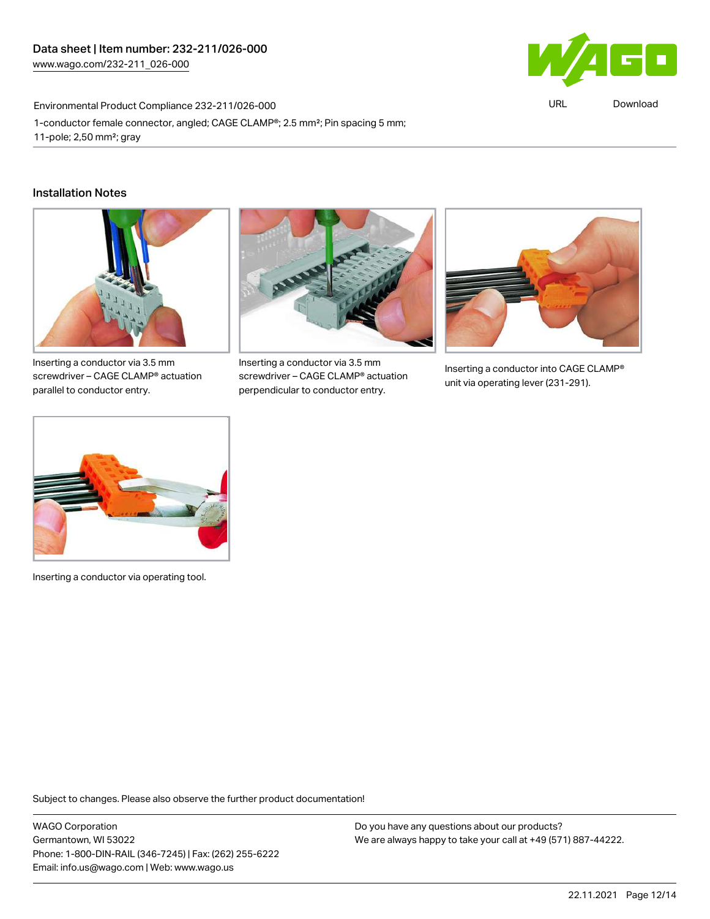Environmental Product Compliance 232-211/026-000

1-conductor female connector, angled; CAGE CLAMP®; 2.5 mm²; Pin spacing 5 mm; 11-pole; 2,50 mm²; gray

URL Download

## Installation Notes

Inserting a conductor via 3.5 mm screwdriver – CAGE CLAMP® actuation parallel to conductor entry.

Inserting a conductor via 3.5 mm screwdriver – CAGE CLAMP® actuation perpendicular to conductor entry.

Inserting a conductor into CAGE CLAMP® unit via operating lever (231-291).

Inserting a conductor via operating tool.

Subject to changes. Please also observe the further product documentation!

WAGO Corporation
Germantown, WI 53022
Phone: 1-800-DIN-RAIL (346-7245) | Fax: (262) 255-6222
Email: info.us@wago.com | Web: www.wago.us

Do you have any questions about our products?
We are always happy to take your call at +49 (571) 887-44222.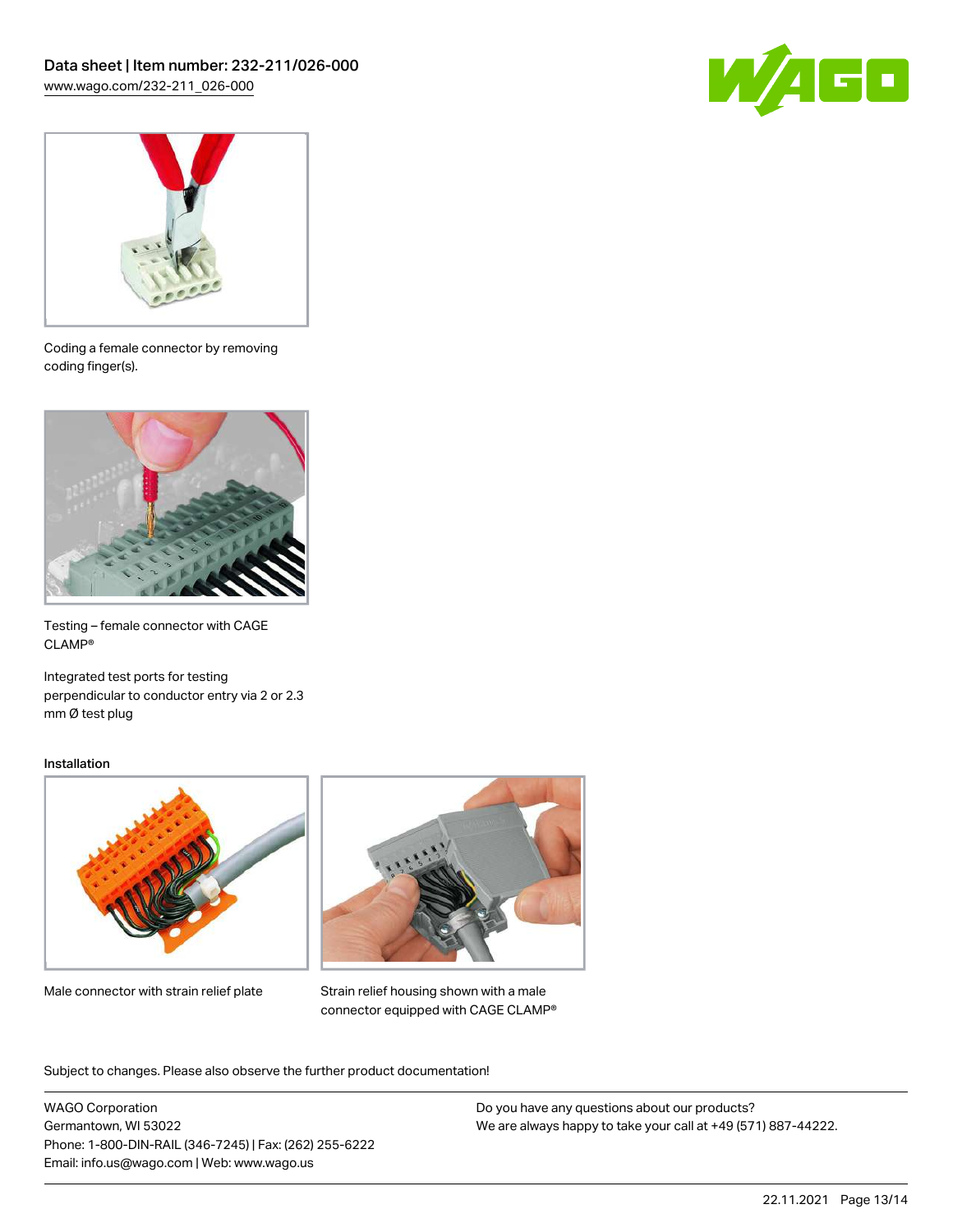Coding a female connector by removing coding finger(s).

Testing – female connector with CAGE CLAMP®

Integrated test ports for testing perpendicular to conductor entry via 2 or 2.3 mm Ø test plug

## Installation

Male connector with strain relief plate

Strain relief housing shown with a male connector equipped with CAGE CLAMP®

Subject to changes. Please also observe the further product documentation!

WAGO Corporation
Germantown, WI 53022
Phone: 1-800-DIN-RAIL (346-7245) | Fax: (262) 255-6222
Email: info.us@wago.com | Web: www.wago.us

Do you have any questions about our products?
We are always happy to take your call at +49 (571) 887-44222.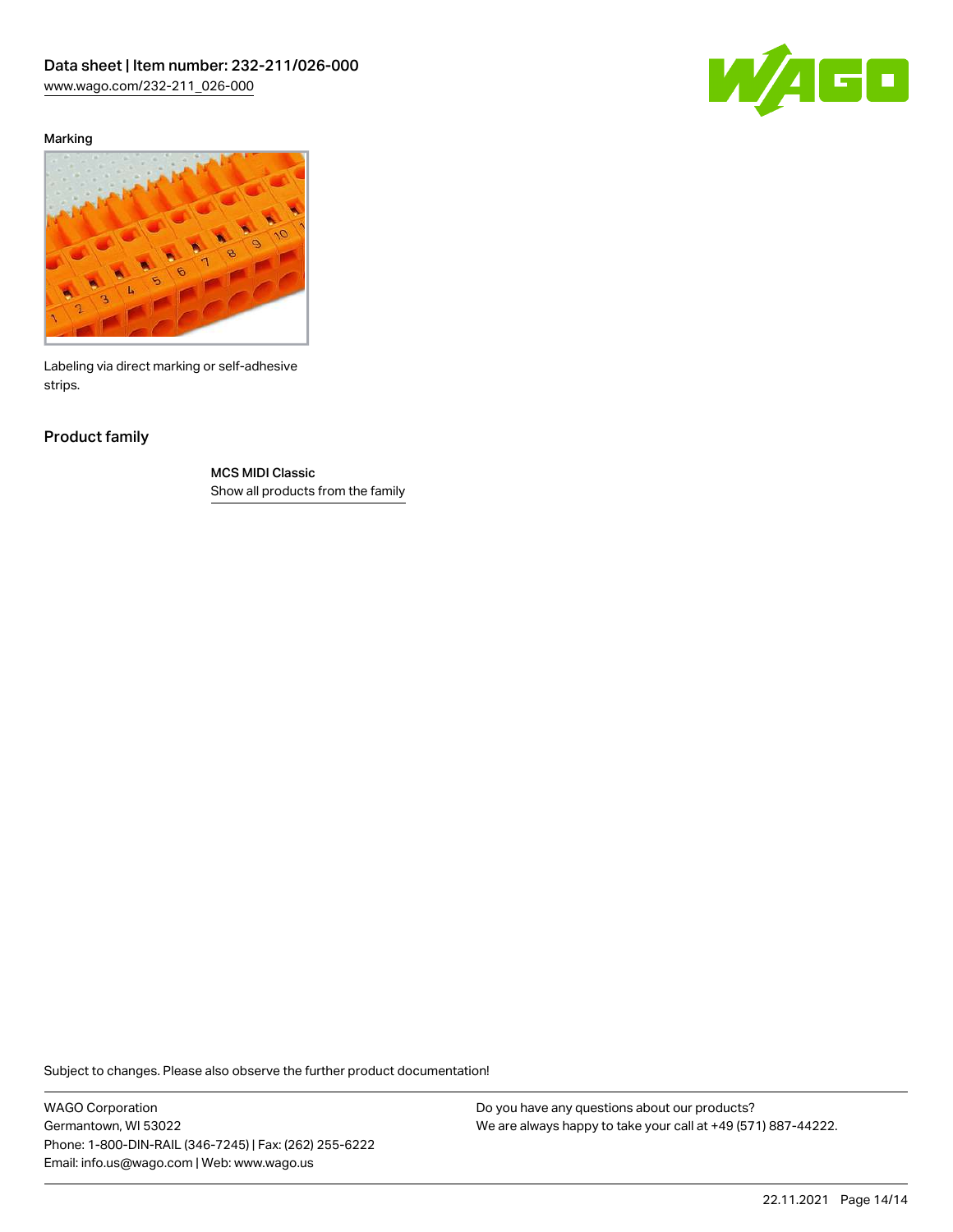Marking

Labeling via direct marking or self-adhesive strips.

## Product family

MCS MIDI Classic
Show all products from the family

Subject to changes. Please also observe the further product documentation!

WAGO Corporation
Germantown, WI 53022
Phone: 1-800-DIN-RAIL (346-7245) | Fax: (262) 255-6222
Email: info.us@wago.com | Web: www.wago.us

Do you have any questions about our products?
We are always happy to take your call at +49 (571) 887-44222.